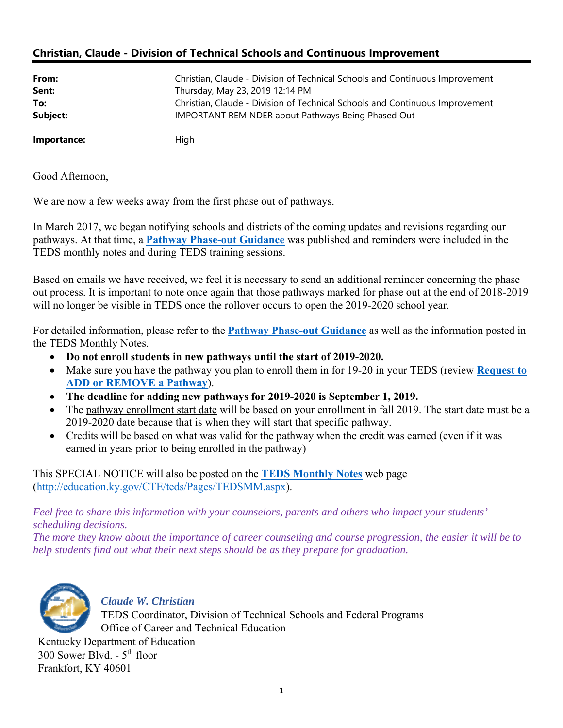## Christian, Claude - Division of Technical Schools and Continuous Improvement

| | |
|---|---|
| **From:** | Christian, Claude - Division of Technical Schools and Continuous Improvement |
| **Sent:** | Thursday, May 23, 2019 12:14 PM |
| **To:** | Christian, Claude - Division of Technical Schools and Continuous Improvement |
| **Subject:** | IMPORTANT REMINDER about Pathways Being Phased Out |
| **Importance:** | High |

Good Afternoon,

We are now a few weeks away from the first phase out of pathways.

In March 2017, we began notifying schools and districts of the coming updates and revisions regarding our pathways. At that time, a **Pathway Phase-out Guidance** was published and reminders were included in the TEDS monthly notes and during TEDS training sessions.

Based on emails we have received, we feel it is necessary to send an additional reminder concerning the phase out process. It is important to note once again that those pathways marked for phase out at the end of 2018-2019 will no longer be visible in TEDS once the rollover occurs to open the 2019-2020 school year.

For detailed information, please refer to the **Pathway Phase-out Guidance** as well as the information posted in the TEDS Monthly Notes.

- **Do not enroll students in new pathways until the start of 2019-2020.**
- Make sure you have the pathway you plan to enroll them in for 19-20 in your TEDS (review **Request to ADD or REMOVE a Pathway**).
- **The deadline for adding new pathways for 2019-2020 is September 1, 2019.**
- The pathway enrollment start date will be based on your enrollment in fall 2019. The start date must be a 2019-2020 date because that is when they will start that specific pathway.
- Credits will be based on what was valid for the pathway when the credit was earned (even if it was earned in years prior to being enrolled in the pathway)

This SPECIAL NOTICE will also be posted on the **TEDS Monthly Notes** web page (http://education.ky.gov/CTE/teds/Pages/TEDSMM.aspx).

*Feel free to share this information with your counselors, parents and others who impact your students' scheduling decisions.*
*The more they know about the importance of career counseling and course progression, the easier it will be to help students find out what their next steps should be as they prepare for graduation.*

***Claude W. Christian***
TEDS Coordinator, Division of Technical Schools and Federal Programs
Office of Career and Technical Education
Kentucky Department of Education
300 Sower Blvd. - 5th floor
Frankfort, KY 40601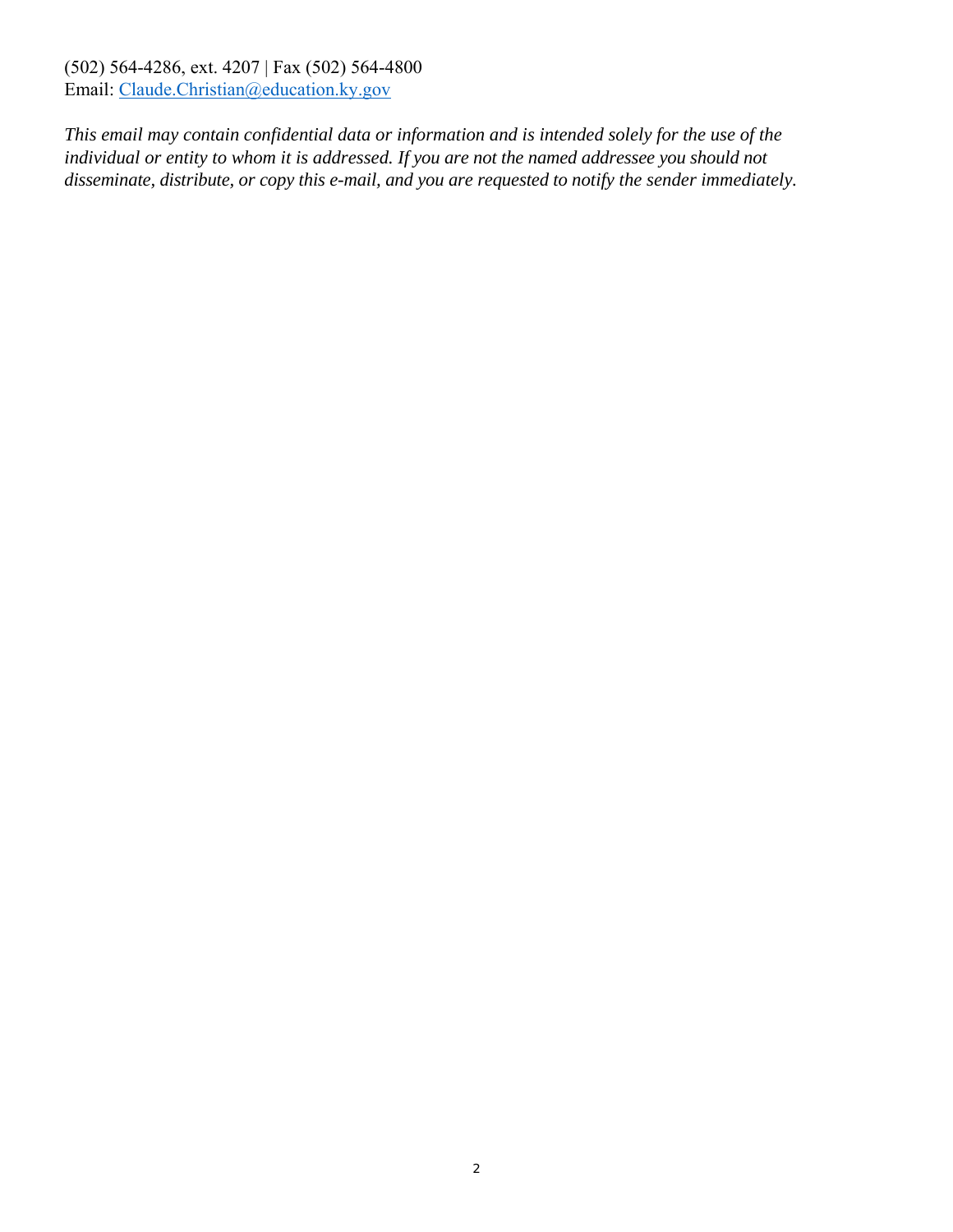(502) 564-4286, ext. 4207 | Fax (502) 564-4800
Email: Claude.Christian@education.ky.gov

*This email may contain confidential data or information and is intended solely for the use of the individual or entity to whom it is addressed. If you are not the named addressee you should not disseminate, distribute, or copy this e-mail, and you are requested to notify the sender immediately.*